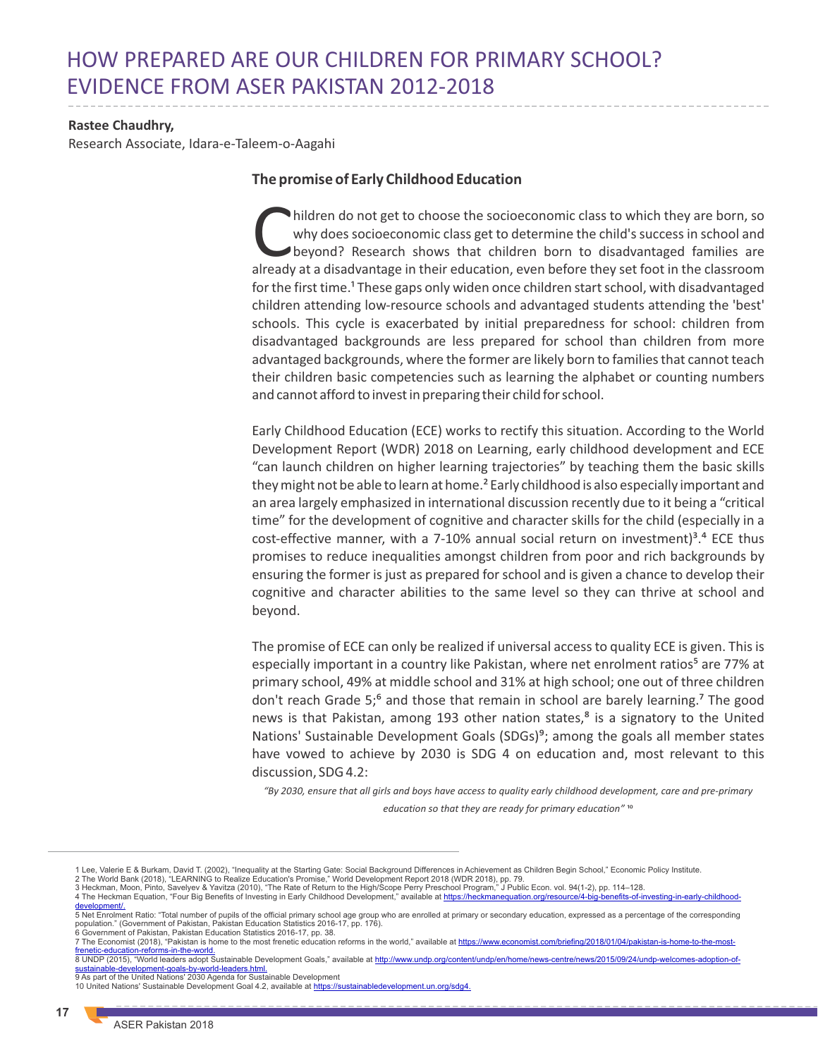# HOW PREPARED ARE OUR CHILDREN FOR PRIMARY SCHOOL? EVIDENCE FROM ASER PAKISTAN 2012-2018

**Rastee Chaudhry,**
Research Associate, Idara-e-Taleem-o-Aagahi

## The promise of Early Childhood Education

Children do not get to choose the socioeconomic class to which they are born, so why does socioeconomic class get to determine the child's success in school and beyond? Research shows that children born to disadvantaged families are already at a disadvantage in their education, even before they set foot in the classroom for the first time.[1] These gaps only widen once children start school, with disadvantaged children attending low-resource schools and advantaged students attending the 'best' schools. This cycle is exacerbated by initial preparedness for school: children from disadvantaged backgrounds are less prepared for school than children from more advantaged backgrounds, where the former are likely born to families that cannot teach their children basic competencies such as learning the alphabet or counting numbers and cannot afford to invest in preparing their child for school.

Early Childhood Education (ECE) works to rectify this situation. According to the World Development Report (WDR) 2018 on Learning, early childhood development and ECE "can launch children on higher learning trajectories" by teaching them the basic skills they might not be able to learn at home.[2] Early childhood is also especially important and an area largely emphasized in international discussion recently due to it being a "critical time" for the development of cognitive and character skills for the child (especially in a cost-effective manner, with a 7-10% annual social return on investment)[3].[4] ECE thus promises to reduce inequalities amongst children from poor and rich backgrounds by ensuring the former is just as prepared for school and is given a chance to develop their cognitive and character abilities to the same level so they can thrive at school and beyond.

The promise of ECE can only be realized if universal access to quality ECE is given. This is especially important in a country like Pakistan, where net enrolment ratios[5] are 77% at primary school, 49% at middle school and 31% at high school; one out of three children don't reach Grade 5;[6] and those that remain in school are barely learning.[7] The good news is that Pakistan, among 193 other nation states,[8] is a signatory to the United Nations' Sustainable Development Goals (SDGs)[9]; among the goals all member states have vowed to achieve by 2030 is SDG 4 on education and, most relevant to this discussion, SDG 4.2:

> *"By 2030, ensure that all girls and boys have access to quality early childhood development, care and pre-primary education so that they are ready for primary education"* [10]

---

1 Lee, Valerie E & Burkam, David T. (2002), "Inequality at the Starting Gate: Social Background Differences in Achievement as Children Begin School," Economic Policy Institute.
2 The World Bank (2018), "LEARNING to Realize Education's Promise," World Development Report 2018 (WDR 2018), pp. 79.
3 Heckman, Moon, Pinto, Savelyev & Yavitza (2010), "The Rate of Return to the High/Scope Perry Preschool Program," J Public Econ. vol. 94(1-2), pp. 114–128.
4 The Heckman Equation, "Four Big Benefits of Investing in Early Childhood Development," available at https://heckmanequation.org/resource/4-big-benefits-of-investing-in-early-childhood-development/.
5 Net Enrolment Ratio: "Total number of pupils of the official primary school age group who are enrolled at primary or secondary education, expressed as a percentage of the corresponding population." (Government of Pakistan, Pakistan Education Statistics 2016-17, pp. 176).
6 Government of Pakistan, Pakistan Education Statistics 2016-17, pp. 38.
7 The Economist (2018), "Pakistan is home to the most frenetic education reforms in the world," available at https://www.economist.com/briefing/2018/01/04/pakistan-is-home-to-the-most-frenetic-education-reforms-in-the-world.
8 UNDP (2015), "World leaders adopt Sustainable Development Goals," available at http://www.undp.org/content/undp/en/home/news-centre/news/2015/09/24/undp-welcomes-adoption-of-sustainable-development-goals-by-world-leaders.html.
9 As part of the United Nations' 2030 Agenda for Sustainable Development
10 United Nations' Sustainable Development Goal 4.2, available at https://sustainabledevelopment.un.org/sdg4.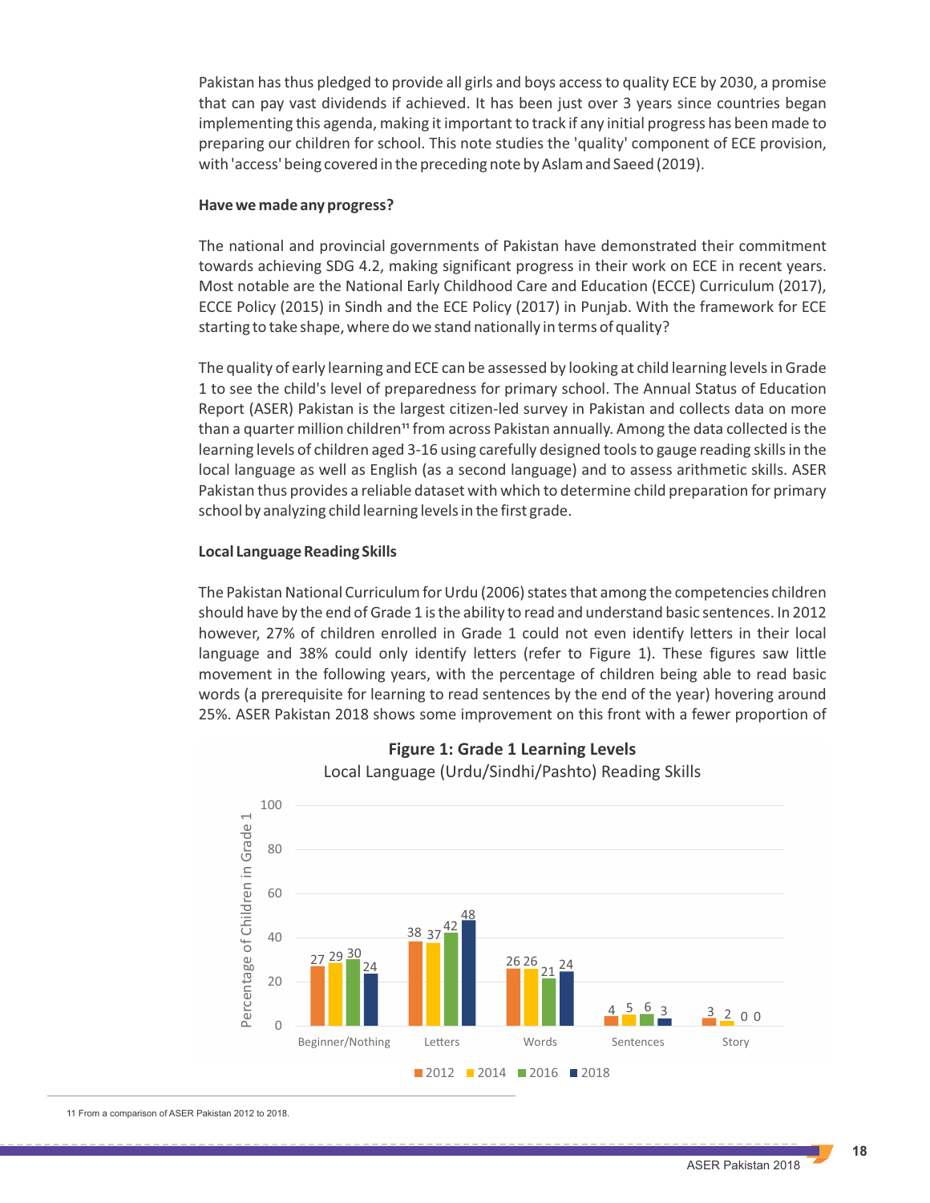Pakistan has thus pledged to provide all girls and boys access to quality ECE by 2030, a promise that can pay vast dividends if achieved. It has been just over 3 years since countries began implementing this agenda, making it important to track if any initial progress has been made to preparing our children for school. This note studies the 'quality' component of ECE provision, with 'access' being covered in the preceding note by Aslam and Saeed (2019).

**Have we made any progress?**

The national and provincial governments of Pakistan have demonstrated their commitment towards achieving SDG 4.2, making significant progress in their work on ECE in recent years. Most notable are the National Early Childhood Care and Education (ECCE) Curriculum (2017), ECCE Policy (2015) in Sindh and the ECE Policy (2017) in Punjab. With the framework for ECE starting to take shape, where do we stand nationally in terms of quality?

The quality of early learning and ECE can be assessed by looking at child learning levels in Grade 1 to see the child's level of preparedness for primary school. The Annual Status of Education Report (ASER) Pakistan is the largest citizen-led survey in Pakistan and collects data on more than a quarter million children[11] from across Pakistan annually. Among the data collected is the learning levels of children aged 3-16 using carefully designed tools to gauge reading skills in the local language as well as English (as a second language) and to assess arithmetic skills. ASER Pakistan thus provides a reliable dataset with which to determine child preparation for primary school by analyzing child learning levels in the first grade.

**Local Language Reading Skills**

The Pakistan National Curriculum for Urdu (2006) states that among the competencies children should have by the end of Grade 1 is the ability to read and understand basic sentences. In 2012 however, 27% of children enrolled in Grade 1 could not even identify letters in their local language and 38% could only identify letters (refer to Figure 1). These figures saw little movement in the following years, with the percentage of children being able to read basic words (a prerequisite for learning to read sentences by the end of the year) hovering around 25%. ASER Pakistan 2018 shows some improvement on this front with a fewer proportion of

**Figure 1: Grade 1 Learning Levels**
Local Language (Urdu/Sindhi/Pashto) Reading Skills

Percentage of Children in Grade 1

| | 2012 | 2014 | 2016 | 2018 |
|---|---|---|---|---|
| Beginner/Nothing | 27 | 29 | 30 | 24 |
| Letters | 38 | 37 | 42 | 48 |
| Words | 26 | 26 | 21 | 24 |
| Sentences | 4 | 5 | 6 | 3 |
| Story | 3 | 2 | 0 | 0 |

11 From a comparison of ASER Pakistan 2012 to 2018.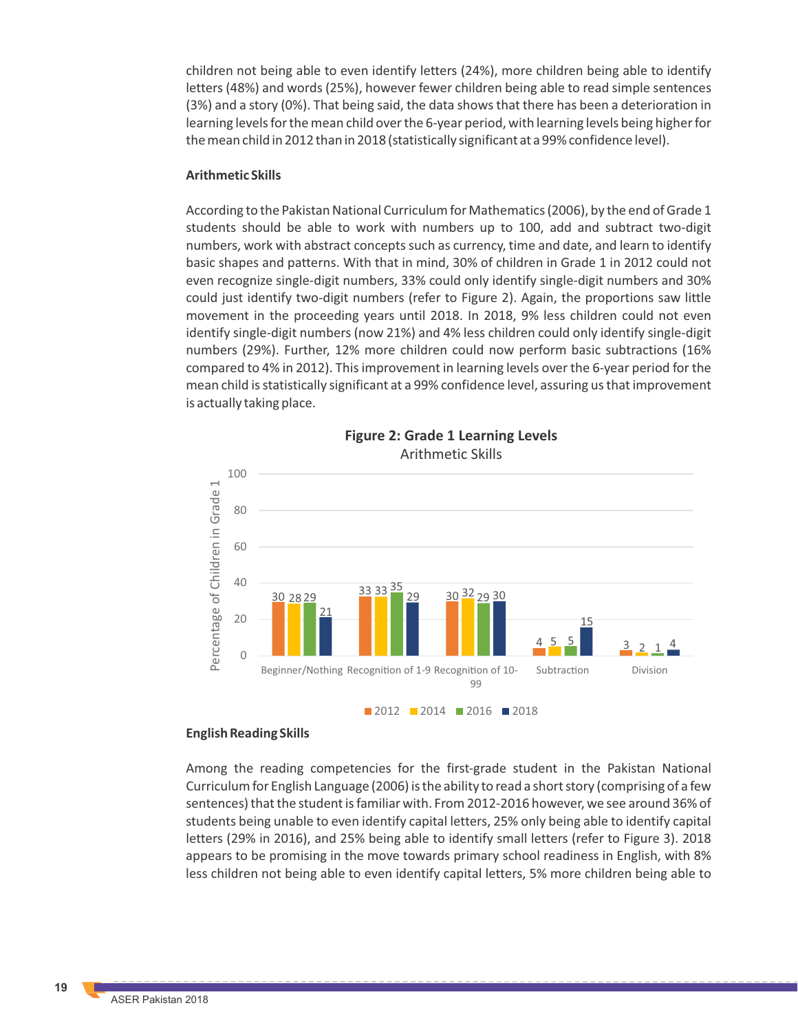children not being able to even identify letters (24%), more children being able to identify letters (48%) and words (25%), however fewer children being able to read simple sentences (3%) and a story (0%). That being said, the data shows that there has been a deterioration in learning levels for the mean child over the 6-year period, with learning levels being higher for the mean child in 2012 than in 2018 (statistically significant at a 99% confidence level).

**Arithmetic Skills**

According to the Pakistan National Curriculum for Mathematics (2006), by the end of Grade 1 students should be able to work with numbers up to 100, add and subtract two-digit numbers, work with abstract concepts such as currency, time and date, and learn to identify basic shapes and patterns. With that in mind, 30% of children in Grade 1 in 2012 could not even recognize single-digit numbers, 33% could only identify single-digit numbers and 30% could just identify two-digit numbers (refer to Figure 2). Again, the proportions saw little movement in the proceeding years until 2018. In 2018, 9% less children could not even identify single-digit numbers (now 21%) and 4% less children could only identify single-digit numbers (29%). Further, 12% more children could now perform basic subtractions (16% compared to 4% in 2012). This improvement in learning levels over the 6-year period for the mean child is statistically significant at a 99% confidence level, assuring us that improvement is actually taking place.

**Figure 2: Grade 1 Learning Levels**

Arithmetic Skills

| Percentage of Children in Grade 1 | 2012 | 2014 | 2016 | 2018 |
|---|---|---|---|---|
| Beginner/Nothing | 30 | 28 | 29 | 21 |
| Recognition of 1-9 | 33 | 33 | 35 | 29 |
| Recognition of 10-99 | 30 | 32 | 29 | 30 |
| Subtraction | 4 | 5 | 5 | 15 |
| Division | 3 | 2 | 1 | 4 |

**English Reading Skills**

Among the reading competencies for the first-grade student in the Pakistan National Curriculum for English Language (2006) is the ability to read a short story (comprising of a few sentences) that the student is familiar with. From 2012-2016 however, we see around 36% of students being unable to even identify capital letters, 25% only being able to identify capital letters (29% in 2016), and 25% being able to identify small letters (refer to Figure 3). 2018 appears to be promising in the move towards primary school readiness in English, with 8% less children not being able to even identify capital letters, 5% more children being able to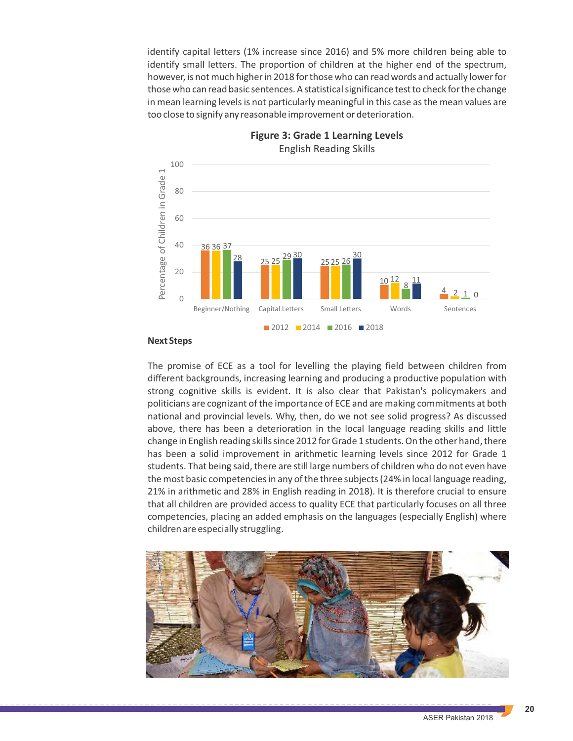identify capital letters (1% increase since 2016) and 5% more children being able to identify small letters. The proportion of children at the higher end of the spectrum, however, is not much higher in 2018 for those who can read words and actually lower for those who can read basic sentences. A statistical significance test to check for the change in mean learning levels is not particularly meaningful in this case as the mean values are too close to signify any reasonable improvement or deterioration.

**Figure 3: Grade 1 Learning Levels**

English Reading Skills

Percentage of Children in Grade 1

100
80
60
40
20
0

36 36 37 28
25 25 29 30
25 25 26 30
10 12 8 11
4 2 1 0

Beginner/Nothing
Capital Letters
Small Letters
Words
Sentences

2012 2014 2016 2018

### Next Steps

The promise of ECE as a tool for levelling the playing field between children from different backgrounds, increasing learning and producing a productive population with strong cognitive skills is evident. It is also clear that Pakistan's policymakers and politicians are cognizant of the importance of ECE and are making commitments at both national and provincial levels. Why, then, do we not see solid progress? As discussed above, there has been a deterioration in the local language reading skills and little change in English reading skills since 2012 for Grade 1 students. On the other hand, there has been a solid improvement in arithmetic learning levels since 2012 for Grade 1 students. That being said, there are still large numbers of children who do not even have the most basic competencies in any of the three subjects (24% in local language reading, 21% in arithmetic and 28% in English reading in 2018). It is therefore crucial to ensure that all children are provided access to quality ECE that particularly focuses on all three competencies, placing an added emphasis on the languages (especially English) where children are especially struggling.